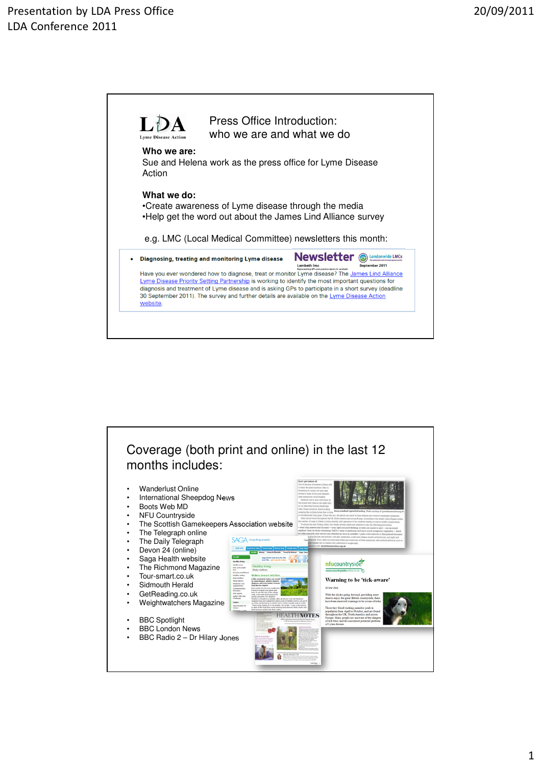## Press Office Introduction: who we are and what we do

**Who we are:**

Sue and Helena work as the press office for Lyme Disease Action

**What we do:**

- Create awareness of Lyme disease through the media
- Help get the word out about the James Lind Alliance survey

e.g. LMC (Local Medical Committee) newsletters this month:

> - **Diagnosing, treating and monitoring Lyme disease**
>
> Have you ever wondered how to diagnose, treat or monitor Lyme disease? The James Lind Alliance Lyme Disease Priority Setting Partnership is working to identify the most important questions for diagnosis and treatment of Lyme disease and is asking GPs to participate in a short survey (deadline 30 September 2011). The survey and further details are available on the Lyme Disease Action website.

## Coverage (both print and online) in the last 12 months includes:

- Wanderlust Online
- International Sheepdog News
- Boots Web MD
- NFU Countryside
- The Scottish Gamekeepers Association website
- The Telegraph online
- The Daily Telegraph
- Devon 24 (online)
- Saga Health website
- The Richmond Magazine
- Tour-smart.co.uk
- Sidmouth Herald
- GetReading.co.uk
- Weightwatchers Magazine

- BBC Spotlight
- BBC London News
- BBC Radio 2 – Dr Hilary Jones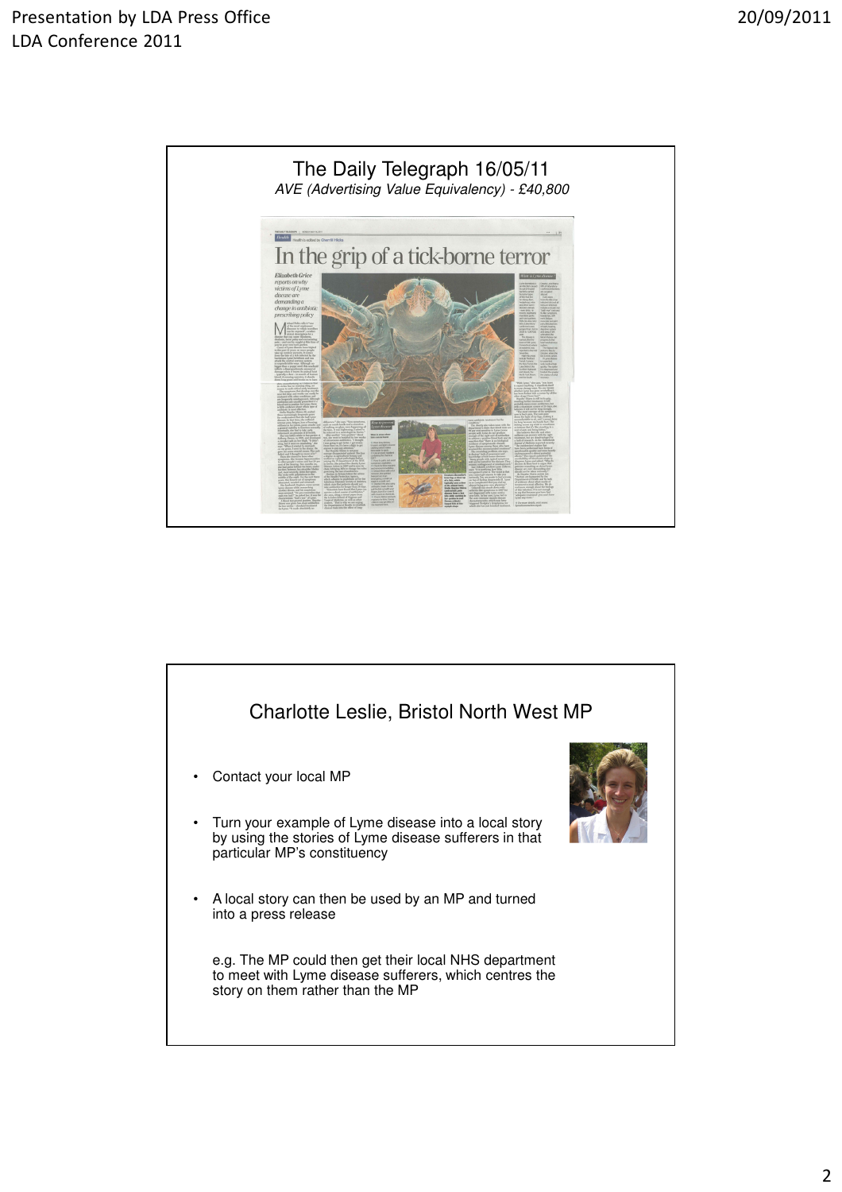## The Daily Telegraph 16/05/11

*AVE (Advertising Value Equivalency) - £40,800*

## Charlotte Leslie, Bristol North West MP

- Contact your local MP
- Turn your example of Lyme disease into a local story by using the stories of Lyme disease sufferers in that particular MP's constituency
- A local story can then be used by an MP and turned into a press release

e.g. The MP could then get their local NHS department to meet with Lyme disease sufferers, which centres the story on them rather than the MP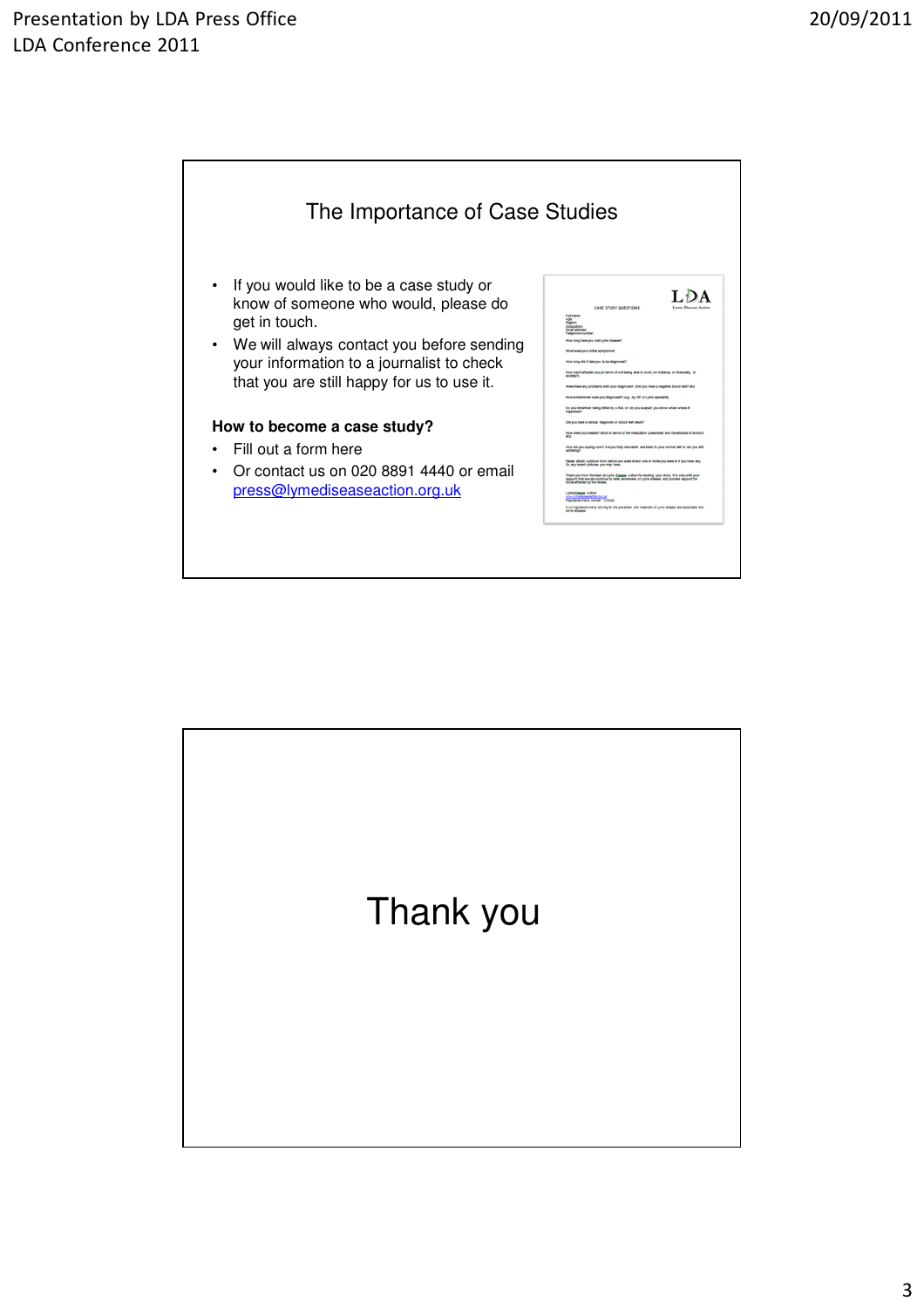## The Importance of Case Studies

- If you would like to be a case study or know of someone who would, please do get in touch.
- We will always contact you before sending your information to a journalist to check that you are still happy for us to use it.

**How to become a case study?**

- Fill out a form here
- Or contact us on 020 8891 4440 or email press@lymediseaseaction.org.uk

## Thank you